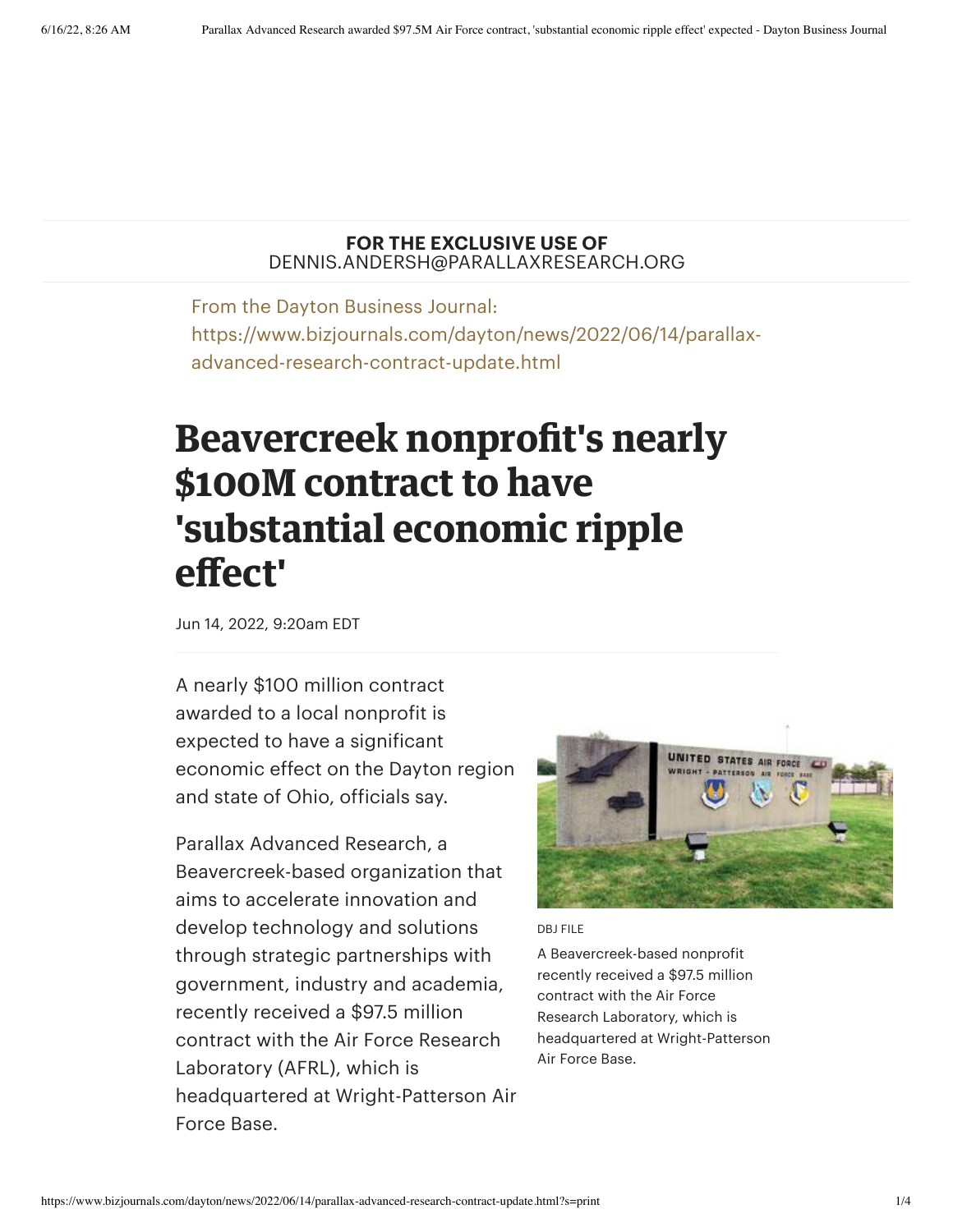**FOR THE EXCLUSIVE USE OF**
DENNIS.ANDERSH@PARALLAXRESEARCH.ORG

From the Dayton Business Journal:
https://www.bizjournals.com/dayton/news/2022/06/14/parallax-advanced-research-contract-update.html

# Beavercreek nonprofit's nearly $100M contract to have 'substantial economic ripple effect'

Jun 14, 2022, 9:20am EDT

A nearly $100 million contract awarded to a local nonprofit is expected to have a significant economic effect on the Dayton region and state of Ohio, officials say.

DBJ FILE

A Beavercreek-based nonprofit recently received a $97.5 million contract with the Air Force Research Laboratory, which is headquartered at Wright-Patterson Air Force Base.

Parallax Advanced Research, a Beavercreek-based organization that aims to accelerate innovation and develop technology and solutions through strategic partnerships with government, industry and academia, recently received a $97.5 million contract with the Air Force Research Laboratory (AFRL), which is headquartered at Wright-Patterson Air Force Base.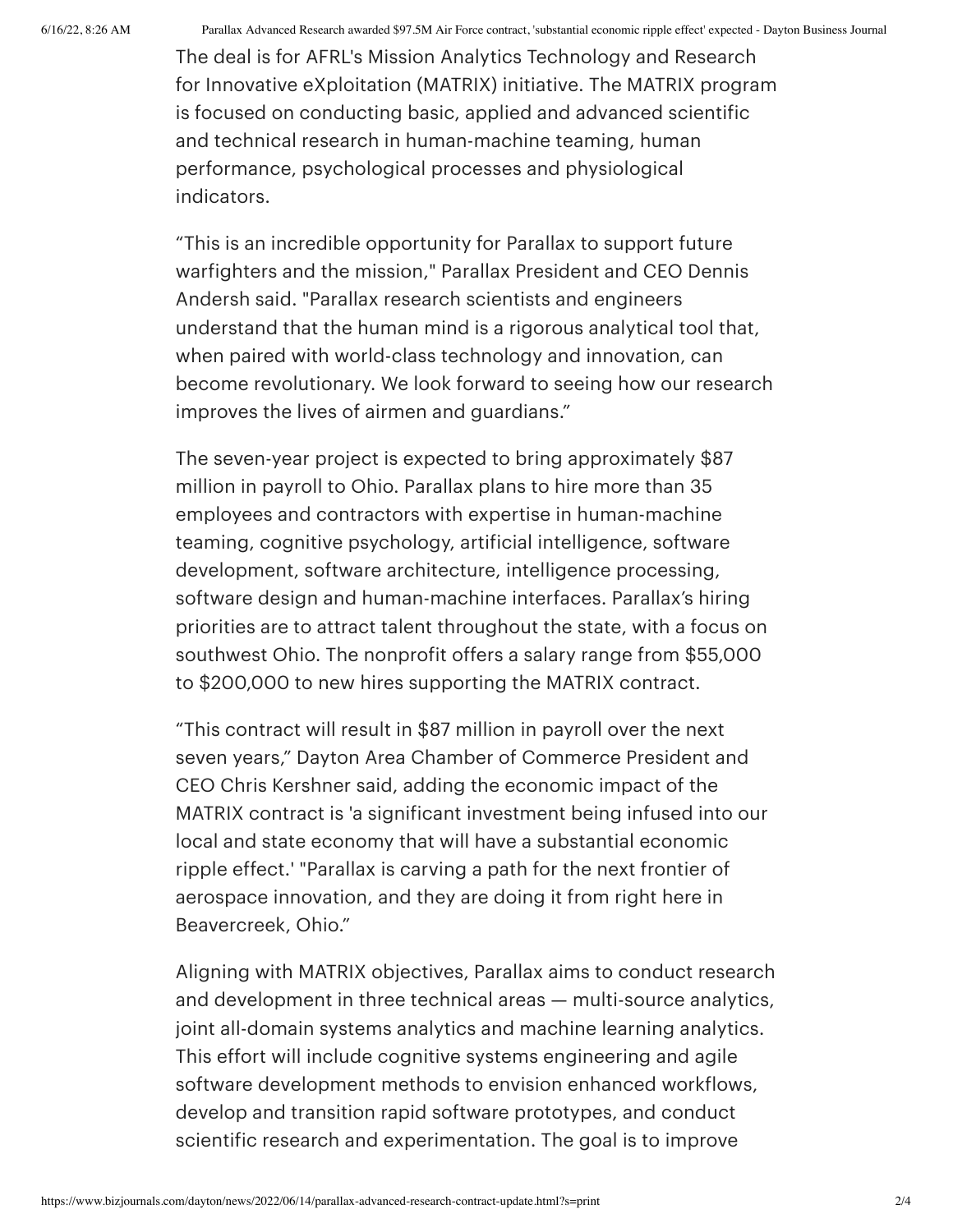The deal is for AFRL's Mission Analytics Technology and Research for Innovative eXploitation (MATRIX) initiative. The MATRIX program is focused on conducting basic, applied and advanced scientific and technical research in human-machine teaming, human performance, psychological processes and physiological indicators.

“This is an incredible opportunity for Parallax to support future warfighters and the mission," Parallax President and CEO Dennis Andersh said. "Parallax research scientists and engineers understand that the human mind is a rigorous analytical tool that, when paired with world-class technology and innovation, can become revolutionary. We look forward to seeing how our research improves the lives of airmen and guardians.”

The seven-year project is expected to bring approximately $87 million in payroll to Ohio. Parallax plans to hire more than 35 employees and contractors with expertise in human-machine teaming, cognitive psychology, artificial intelligence, software development, software architecture, intelligence processing, software design and human-machine interfaces. Parallax’s hiring priorities are to attract talent throughout the state, with a focus on southwest Ohio. The nonprofit offers a salary range from $55,000 to $200,000 to new hires supporting the MATRIX contract.

“This contract will result in $87 million in payroll over the next seven years,” Dayton Area Chamber of Commerce President and CEO Chris Kershner said, adding the economic impact of the MATRIX contract is 'a significant investment being infused into our local and state economy that will have a substantial economic ripple effect.' "Parallax is carving a path for the next frontier of aerospace innovation, and they are doing it from right here in Beavercreek, Ohio.”

Aligning with MATRIX objectives, Parallax aims to conduct research and development in three technical areas — multi-source analytics, joint all-domain systems analytics and machine learning analytics. This effort will include cognitive systems engineering and agile software development methods to envision enhanced workflows, develop and transition rapid software prototypes, and conduct scientific research and experimentation. The goal is to improve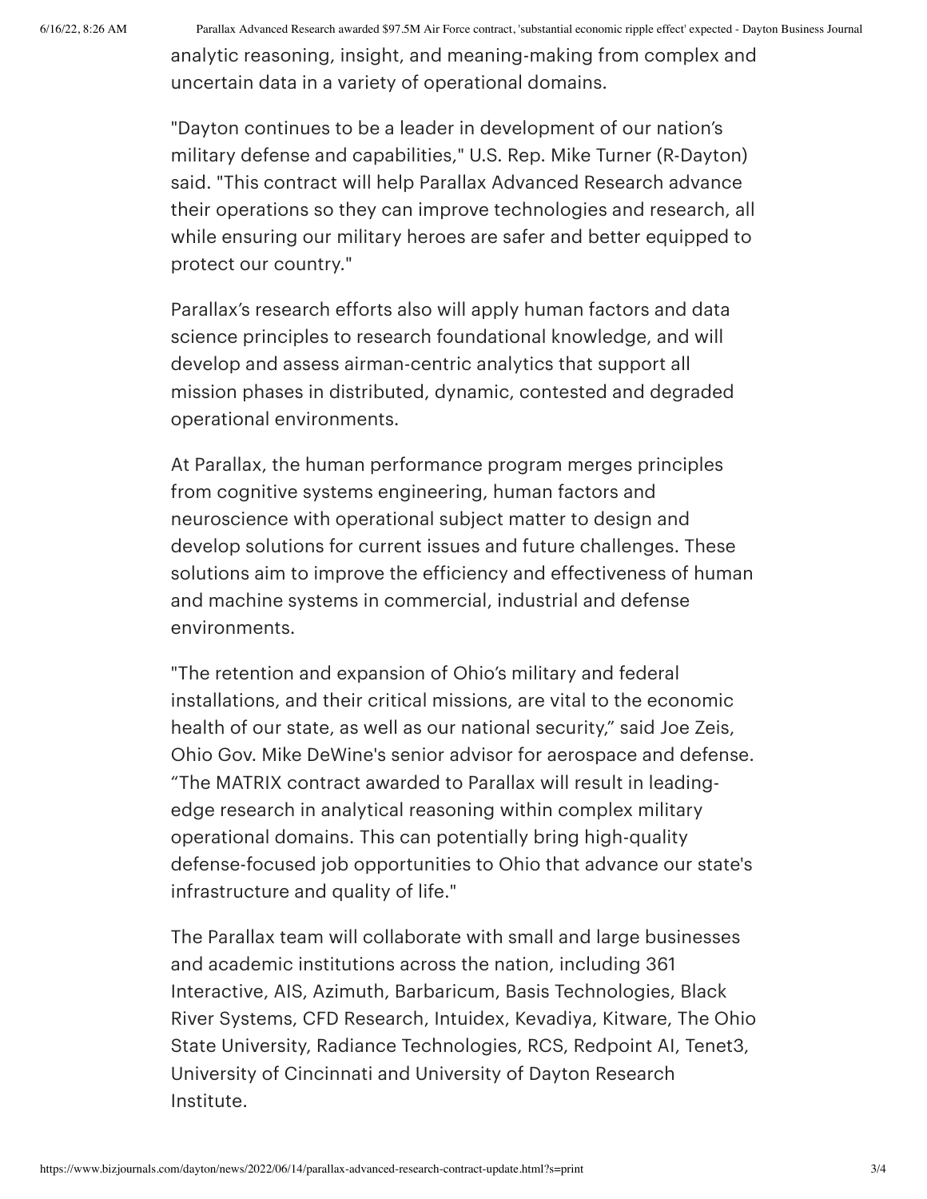analytic reasoning, insight, and meaning-making from complex and uncertain data in a variety of operational domains.

"Dayton continues to be a leader in development of our nation’s military defense and capabilities," U.S. Rep. Mike Turner (R-Dayton) said. "This contract will help Parallax Advanced Research advance their operations so they can improve technologies and research, all while ensuring our military heroes are safer and better equipped to protect our country."

Parallax’s research efforts also will apply human factors and data science principles to research foundational knowledge, and will develop and assess airman-centric analytics that support all mission phases in distributed, dynamic, contested and degraded operational environments.

At Parallax, the human performance program merges principles from cognitive systems engineering, human factors and neuroscience with operational subject matter to design and develop solutions for current issues and future challenges. These solutions aim to improve the efficiency and effectiveness of human and machine systems in commercial, industrial and defense environments.

"The retention and expansion of Ohio’s military and federal installations, and their critical missions, are vital to the economic health of our state, as well as our national security,” said Joe Zeis, Ohio Gov. Mike DeWine's senior advisor for aerospace and defense. “The MATRIX contract awarded to Parallax will result in leading-edge research in analytical reasoning within complex military operational domains. This can potentially bring high-quality defense-focused job opportunities to Ohio that advance our state's infrastructure and quality of life."

The Parallax team will collaborate with small and large businesses and academic institutions across the nation, including 361 Interactive, AIS, Azimuth, Barbaricum, Basis Technologies, Black River Systems, CFD Research, Intuidex, Kevadiya, Kitware, The Ohio State University, Radiance Technologies, RCS, Redpoint AI, Tenet3, University of Cincinnati and University of Dayton Research Institute.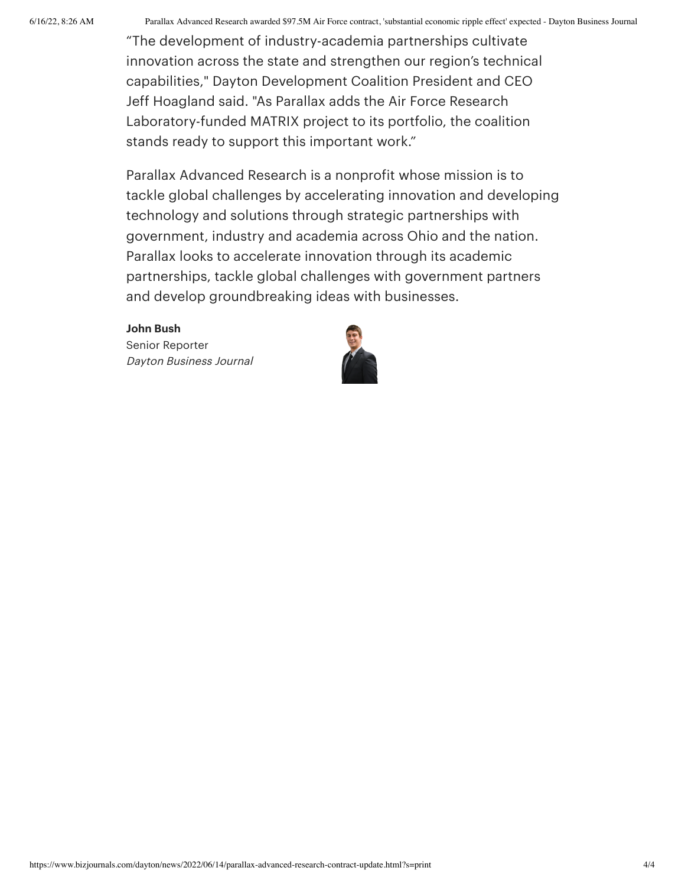“The development of industry-academia partnerships cultivate innovation across the state and strengthen our region’s technical capabilities," Dayton Development Coalition President and CEO Jeff Hoagland said. "As Parallax adds the Air Force Research Laboratory-funded MATRIX project to its portfolio, the coalition stands ready to support this important work.”

Parallax Advanced Research is a nonprofit whose mission is to tackle global challenges by accelerating innovation and developing technology and solutions through strategic partnerships with government, industry and academia across Ohio and the nation. Parallax looks to accelerate innovation through its academic partnerships, tackle global challenges with government partners and develop groundbreaking ideas with businesses.

**John Bush**
Senior Reporter
*Dayton Business Journal*